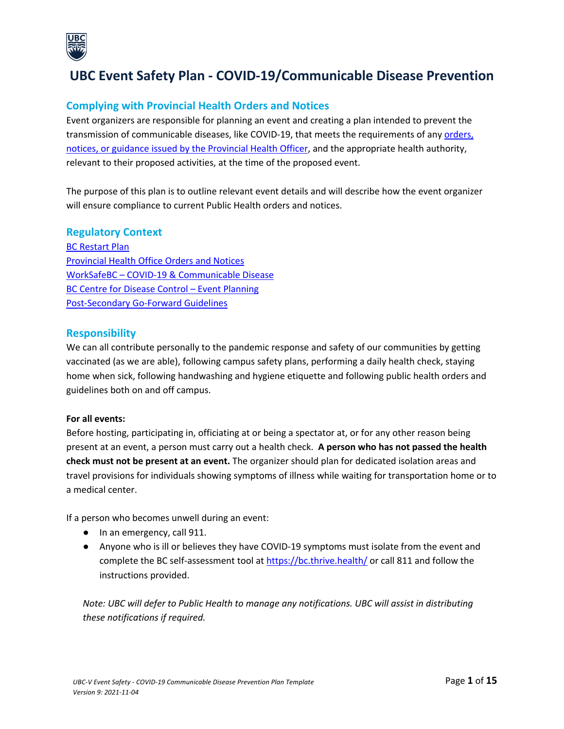# UBC Event Safety Plan - COVID-19/Communicable Disease Prevention

## Complying with Provincial Health Orders and Notices

Event organizers are responsible for planning an event and creating a plan intended to prevent the transmission of communicable diseases, like COVID-19, that meets the requirements of any orders, notices, or guidance issued by the Provincial Health Officer, and the appropriate health authority, relevant to their proposed activities, at the time of the proposed event.

The purpose of this plan is to outline relevant event details and will describe how the event organizer will ensure compliance to current Public Health orders and notices.

## Regulatory Context

BC Restart Plan
Provincial Health Office Orders and Notices
WorkSafeBC – COVID-19 & Communicable Disease
BC Centre for Disease Control – Event Planning
Post-Secondary Go-Forward Guidelines

## Responsibility

We can all contribute personally to the pandemic response and safety of our communities by getting vaccinated (as we are able), following campus safety plans, performing a daily health check, staying home when sick, following handwashing and hygiene etiquette and following public health orders and guidelines both on and off campus.

**For all events:**
Before hosting, participating in, officiating at or being a spectator at, or for any other reason being present at an event, a person must carry out a health check. **A person who has not passed the health check must not be present at an event.** The organizer should plan for dedicated isolation areas and travel provisions for individuals showing symptoms of illness while waiting for transportation home or to a medical center.

If a person who becomes unwell during an event:

- In an emergency, call 911.
- Anyone who is ill or believes they have COVID-19 symptoms must isolate from the event and complete the BC self-assessment tool at https://bc.thrive.health/ or call 811 and follow the instructions provided.

*Note: UBC will defer to Public Health to manage any notifications. UBC will assist in distributing these notifications if required.*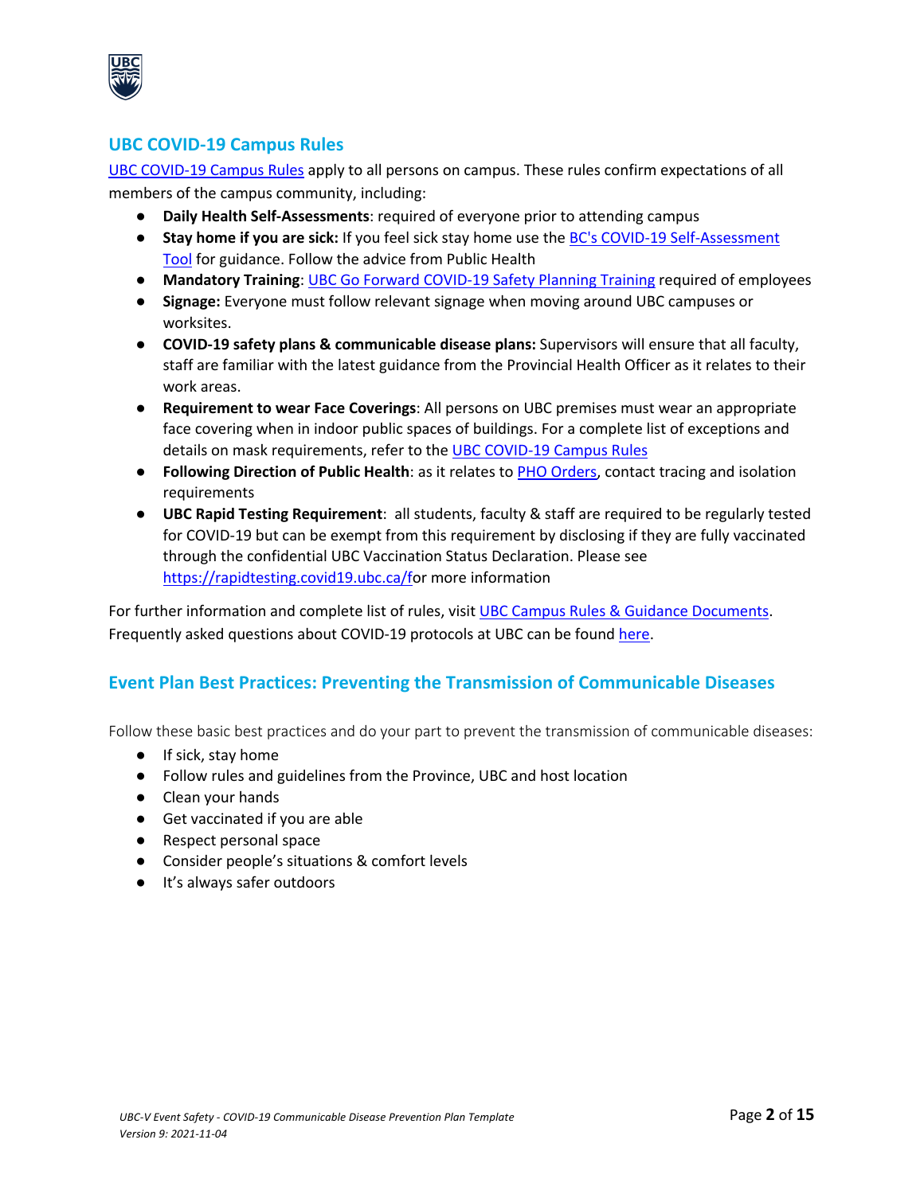## UBC COVID-19 Campus Rules

UBC COVID-19 Campus Rules apply to all persons on campus. These rules confirm expectations of all members of the campus community, including:

- **Daily Health Self-Assessments**: required of everyone prior to attending campus
- **Stay home if you are sick:** If you feel sick stay home use the BC's COVID-19 Self-Assessment Tool for guidance. Follow the advice from Public Health
- **Mandatory Training**: UBC Go Forward COVID-19 Safety Planning Training required of employees
- **Signage:** Everyone must follow relevant signage when moving around UBC campuses or worksites.
- **COVID-19 safety plans & communicable disease plans:** Supervisors will ensure that all faculty, staff are familiar with the latest guidance from the Provincial Health Officer as it relates to their work areas.
- **Requirement to wear Face Coverings**: All persons on UBC premises must wear an appropriate face covering when in indoor public spaces of buildings. For a complete list of exceptions and details on mask requirements, refer to the UBC COVID-19 Campus Rules
- **Following Direction of Public Health**: as it relates to PHO Orders, contact tracing and isolation requirements
- **UBC Rapid Testing Requirement**: all students, faculty & staff are required to be regularly tested for COVID-19 but can be exempt from this requirement by disclosing if they are fully vaccinated through the confidential UBC Vaccination Status Declaration. Please see https://rapidtesting.covid19.ubc.ca/for more information

For further information and complete list of rules, visit UBC Campus Rules & Guidance Documents. Frequently asked questions about COVID-19 protocols at UBC can be found here.

## Event Plan Best Practices: Preventing the Transmission of Communicable Diseases

Follow these basic best practices and do your part to prevent the transmission of communicable diseases:

- If sick, stay home
- Follow rules and guidelines from the Province, UBC and host location
- Clean your hands
- Get vaccinated if you are able
- Respect personal space
- Consider people's situations & comfort levels
- It's always safer outdoors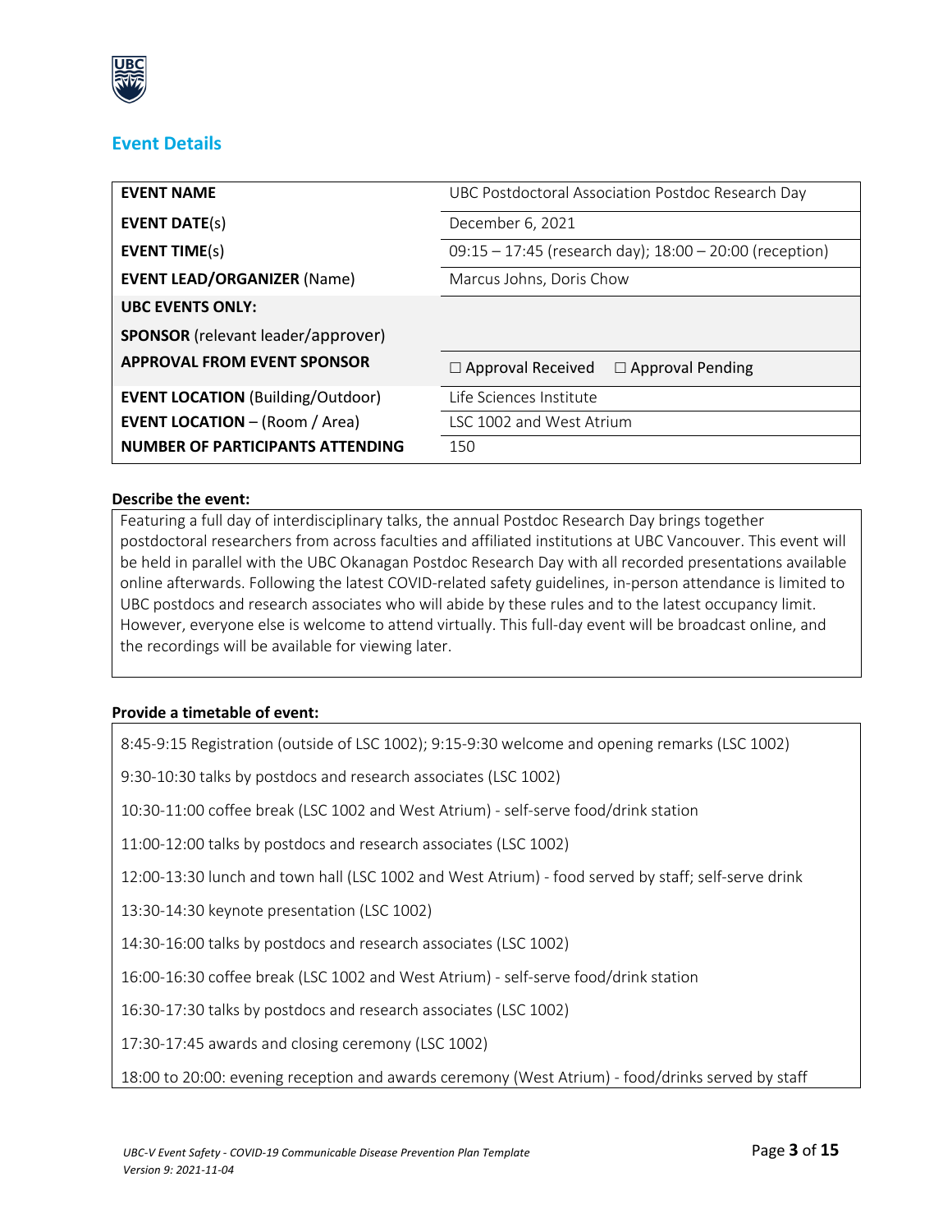## Event Details

| | |
|---|---|
| **EVENT NAME** | UBC Postdoctoral Association Postdoc Research Day |
| **EVENT DATE**(s) | December 6, 2021 |
| **EVENT TIME**(s) | 09:15 – 17:45 (research day); 18:00 – 20:00 (reception) |
| **EVENT LEAD/ORGANIZER** (Name) | Marcus Johns, Doris Chow |
| **UBC EVENTS ONLY:** **SPONSOR** (relevant leader/approver) | |
| **APPROVAL FROM EVENT SPONSOR** | ☐ Approval Received ☐ Approval Pending |
| **EVENT LOCATION** (Building/Outdoor) | Life Sciences Institute |
| **EVENT LOCATION** – (Room / Area) | LSC 1002 and West Atrium |
| **NUMBER OF PARTICIPANTS ATTENDING** | 150 |

**Describe the event:**

Featuring a full day of interdisciplinary talks, the annual Postdoc Research Day brings together postdoctoral researchers from across faculties and affiliated institutions at UBC Vancouver. This event will be held in parallel with the UBC Okanagan Postdoc Research Day with all recorded presentations available online afterwards. Following the latest COVID-related safety guidelines, in-person attendance is limited to UBC postdocs and research associates who will abide by these rules and to the latest occupancy limit. However, everyone else is welcome to attend virtually. This full-day event will be broadcast online, and the recordings will be available for viewing later.

**Provide a timetable of event:**

8:45-9:15 Registration (outside of LSC 1002); 9:15-9:30 welcome and opening remarks (LSC 1002)

9:30-10:30 talks by postdocs and research associates (LSC 1002)

10:30-11:00 coffee break (LSC 1002 and West Atrium) - self-serve food/drink station

11:00-12:00 talks by postdocs and research associates (LSC 1002)

12:00-13:30 lunch and town hall (LSC 1002 and West Atrium) - food served by staff; self-serve drink

13:30-14:30 keynote presentation (LSC 1002)

14:30-16:00 talks by postdocs and research associates (LSC 1002)

16:00-16:30 coffee break (LSC 1002 and West Atrium) - self-serve food/drink station

16:30-17:30 talks by postdocs and research associates (LSC 1002)

17:30-17:45 awards and closing ceremony (LSC 1002)

18:00 to 20:00: evening reception and awards ceremony (West Atrium) - food/drinks served by staff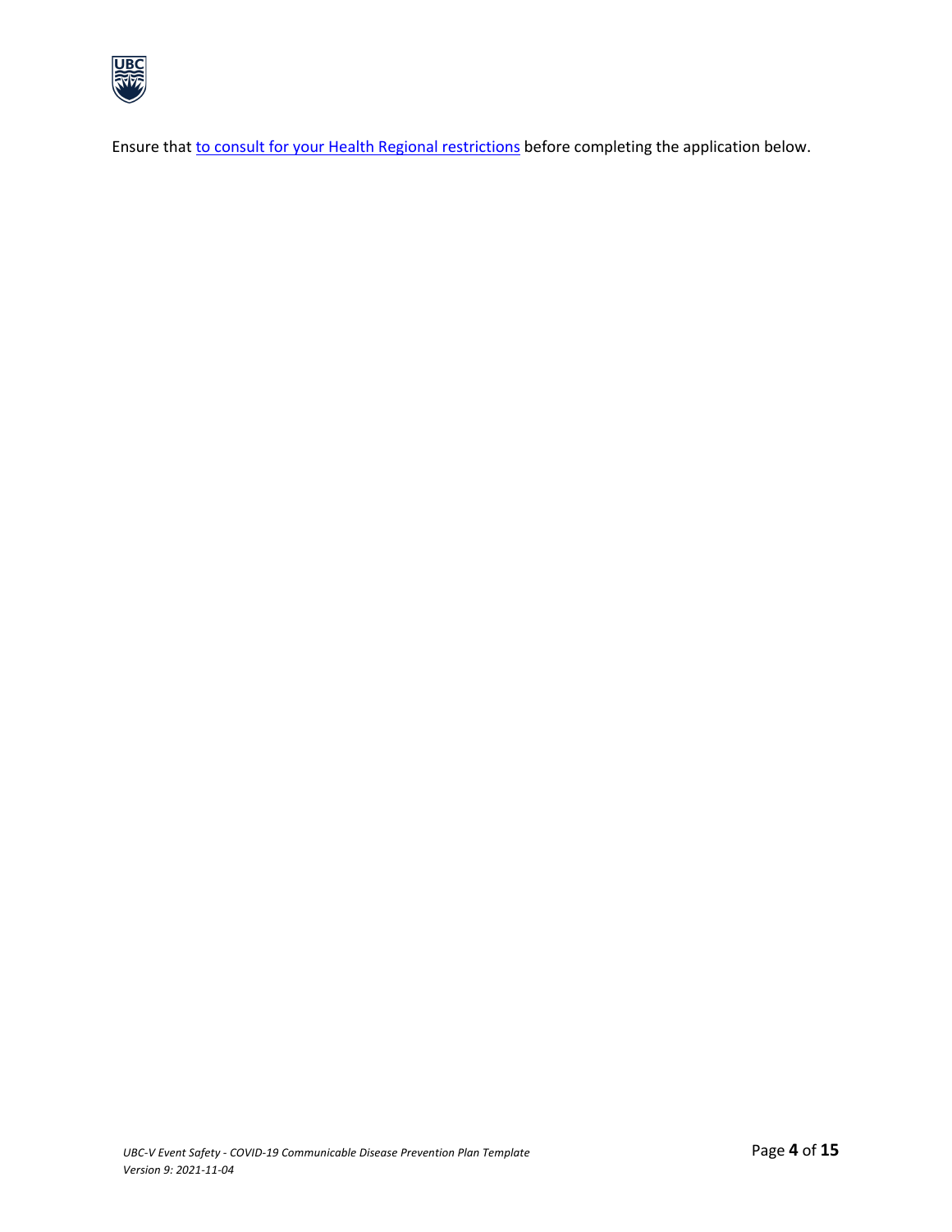Ensure that to consult for your Health Regional restrictions before completing the application below.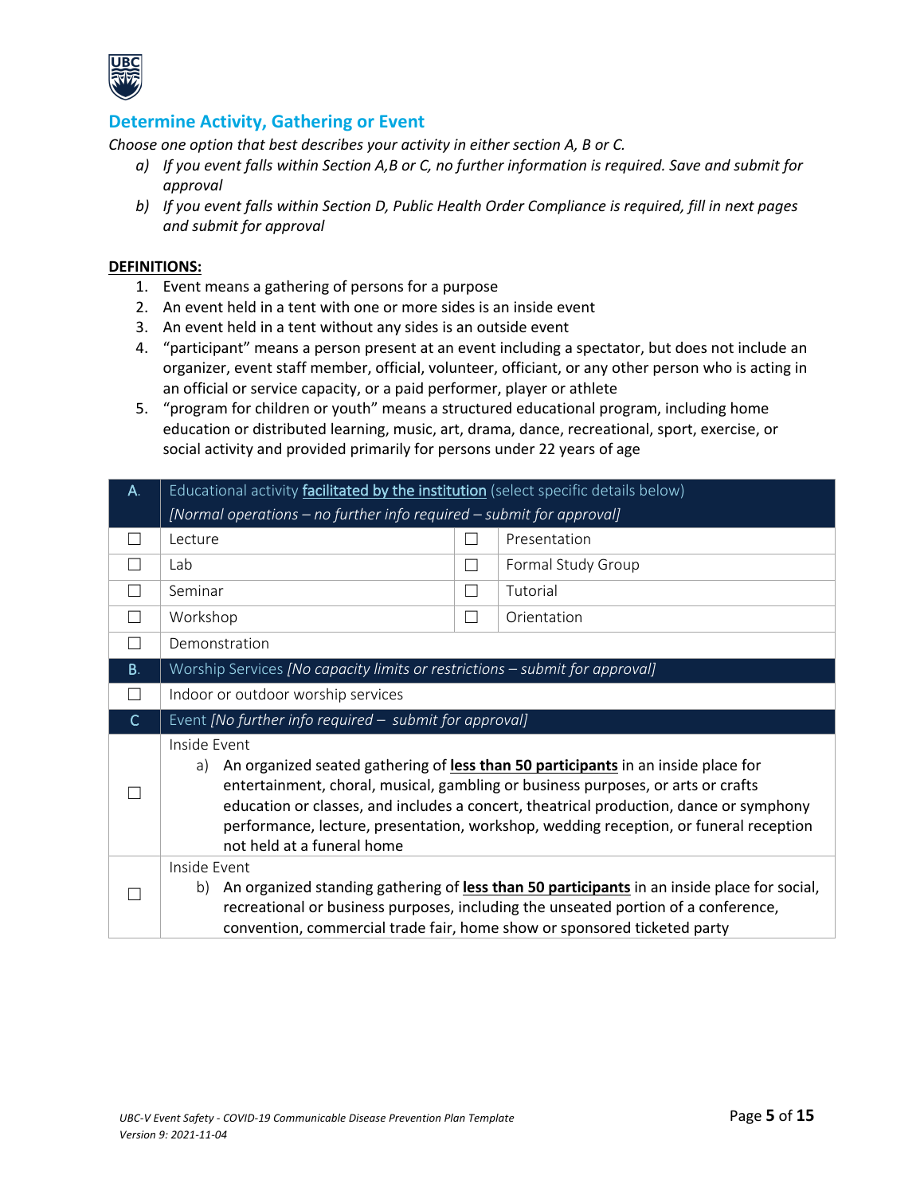## Determine Activity, Gathering or Event

*Choose one option that best describes your activity in either section A, B or C.*

a) *If you event falls within Section A,B or C, no further information is required. Save and submit for approval*
b) *If you event falls within Section D, Public Health Order Compliance is required, fill in next pages and submit for approval*

**DEFINITIONS:**

1. Event means a gathering of persons for a purpose
2. An event held in a tent with one or more sides is an inside event
3. An event held in a tent without any sides is an outside event
4. "participant" means a person present at an event including a spectator, but does not include an organizer, event staff member, official, volunteer, officiant, or any other person who is acting in an official or service capacity, or a paid performer, player or athlete
5. "program for children or youth" means a structured educational program, including home education or distributed learning, music, art, drama, dance, recreational, sport, exercise, or social activity and provided primarily for persons under 22 years of age

| A. | Educational activity **facilitated by the institution** (select specific details below)<br>*[Normal operations – no further info required – submit for approval]* | | |
|---|---|---|---|
| ☐ | Lecture | ☐ | Presentation |
| ☐ | Lab | ☐ | Formal Study Group |
| ☐ | Seminar | ☐ | Tutorial |
| ☐ | Workshop | ☐ | Orientation |
| ☐ | Demonstration | | |
| **B.** | Worship Services *[No capacity limits or restrictions – submit for approval]* | | |
| ☐ | Indoor or outdoor worship services | | |
| **C** | Event *[No further info required – submit for approval]* | | |
| ☐ | Inside Event<br>a) An organized seated gathering of **less than 50 participants** in an inside place for entertainment, choral, musical, gambling or business purposes, or arts or crafts education or classes, and includes a concert, theatrical production, dance or symphony performance, lecture, presentation, workshop, wedding reception, or funeral reception not held at a funeral home | | |
| ☐ | Inside Event<br>b) An organized standing gathering of **less than 50 participants** in an inside place for social, recreational or business purposes, including the unseated portion of a conference, convention, commercial trade fair, home show or sponsored ticketed party | | |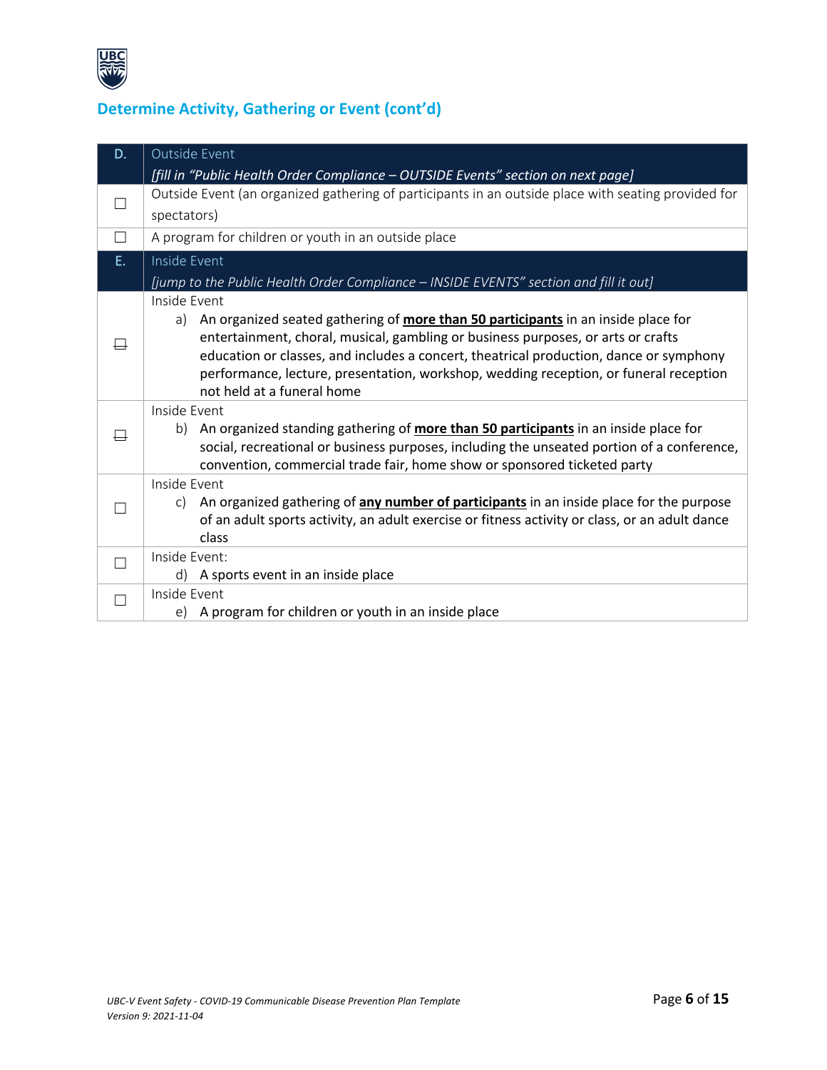## Determine Activity, Gathering or Event (cont'd)

| D. | Outside Event<br>*[fill in "Public Health Order Compliance – OUTSIDE Events" section on next page]* |
|---|---|
| ☐ | Outside Event (an organized gathering of participants in an outside place with seating provided for spectators) |
| ☐ | A program for children or youth in an outside place |
| **E.** | Inside Event<br>*[jump to the Public Health Order Compliance – INSIDE EVENTS" section and fill it out]* |
| ☐ | Inside Event<br>a) An organized seated gathering of **more than 50 participants** in an inside place for entertainment, choral, musical, gambling or business purposes, or arts or crafts education or classes, and includes a concert, theatrical production, dance or symphony performance, lecture, presentation, workshop, wedding reception, or funeral reception not held at a funeral home |
| ☐ | Inside Event<br>b) An organized standing gathering of **more than 50 participants** in an inside place for social, recreational or business purposes, including the unseated portion of a conference, convention, commercial trade fair, home show or sponsored ticketed party |
| ☐ | Inside Event<br>c) An organized gathering of **any number of participants** in an inside place for the purpose of an adult sports activity, an adult exercise or fitness activity or class, or an adult dance class |
| ☐ | Inside Event:<br>d) A sports event in an inside place |
| ☐ | Inside Event<br>e) A program for children or youth in an inside place |

*UBC-V Event Safety - COVID-19 Communicable Disease Prevention Plan Template*
*Version 9: 2021-11-04*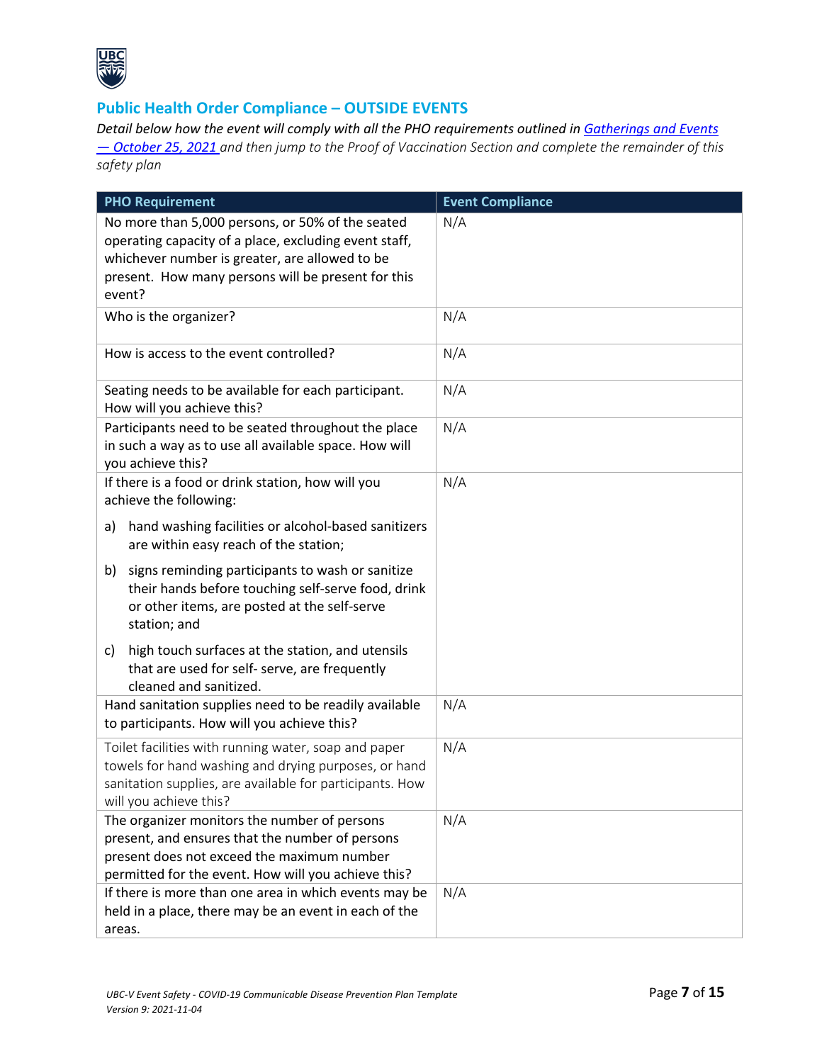## Public Health Order Compliance – OUTSIDE EVENTS

*Detail below how the event will comply with all the PHO requirements outlined in [Gatherings and Events — October 25, 2021](#) and then jump to the Proof of Vaccination Section and complete the remainder of this safety plan*

| PHO Requirement | Event Compliance |
| --- | --- |
| No more than 5,000 persons, or 50% of the seated operating capacity of a place, excluding event staff, whichever number is greater, are allowed to be present. How many persons will be present for this event? | N/A |
| Who is the organizer? | N/A |
| How is access to the event controlled? | N/A |
| Seating needs to be available for each participant. How will you achieve this? | N/A |
| Participants need to be seated throughout the place in such a way as to use all available space. How will you achieve this? | N/A |
| If there is a food or drink station, how will you achieve the following:<br>a) hand washing facilities or alcohol-based sanitizers are within easy reach of the station;<br>b) signs reminding participants to wash or sanitize their hands before touching self-serve food, drink or other items, are posted at the self-serve station; and<br>c) high touch surfaces at the station, and utensils that are used for self- serve, are frequently cleaned and sanitized. | N/A |
| Hand sanitation supplies need to be readily available to participants. How will you achieve this? | N/A |
| Toilet facilities with running water, soap and paper towels for hand washing and drying purposes, or hand sanitation supplies, are available for participants. How will you achieve this? | N/A |
| The organizer monitors the number of persons present, and ensures that the number of persons present does not exceed the maximum number permitted for the event. How will you achieve this? | N/A |
| If there is more than one area in which events may be held in a place, there may be an event in each of the areas. | N/A |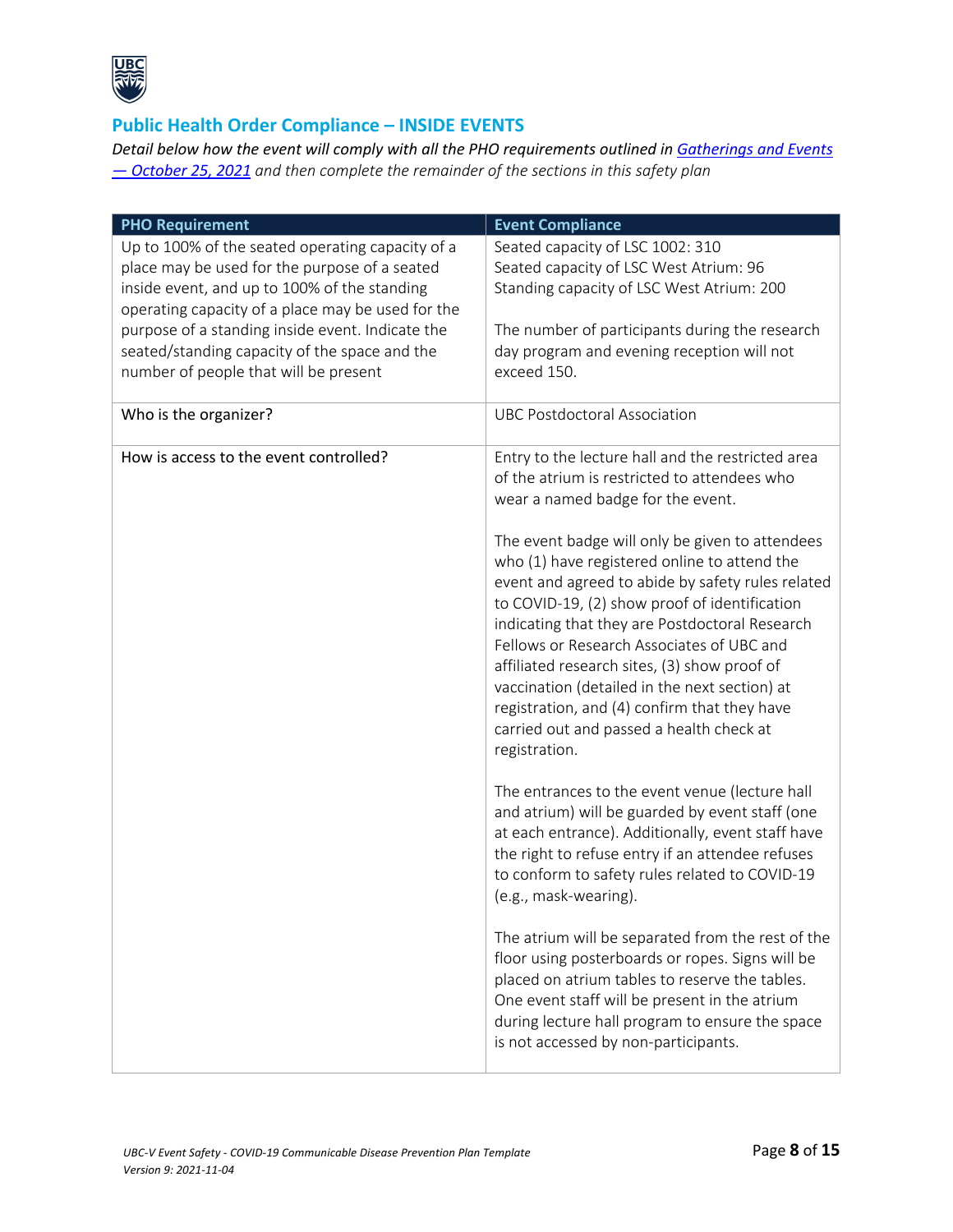## Public Health Order Compliance – INSIDE EVENTS

*Detail below how the event will comply with all the PHO requirements outlined in [Gatherings and Events — October 25, 2021] and then complete the remainder of the sections in this safety plan*

| PHO Requirement | Event Compliance |
|---|---|
| Up to 100% of the seated operating capacity of a place may be used for the purpose of a seated inside event, and up to 100% of the standing operating capacity of a place may be used for the purpose of a standing inside event. Indicate the seated/standing capacity of the space and the number of people that will be present | Seated capacity of LSC 1002: 310<br>Seated capacity of LSC West Atrium: 96<br>Standing capacity of LSC West Atrium: 200<br><br>The number of participants during the research day program and evening reception will not exceed 150. |
| Who is the organizer? | UBC Postdoctoral Association |
| How is access to the event controlled? | Entry to the lecture hall and the restricted area of the atrium is restricted to attendees who wear a named badge for the event.<br><br>The event badge will only be given to attendees who (1) have registered online to attend the event and agreed to abide by safety rules related to COVID-19, (2) show proof of identification indicating that they are Postdoctoral Research Fellows or Research Associates of UBC and affiliated research sites, (3) show proof of vaccination (detailed in the next section) at registration, and (4) confirm that they have carried out and passed a health check at registration.<br><br>The entrances to the event venue (lecture hall and atrium) will be guarded by event staff (one at each entrance). Additionally, event staff have the right to refuse entry if an attendee refuses to conform to safety rules related to COVID-19 (e.g., mask-wearing).<br><br>The atrium will be separated from the rest of the floor using posterboards or ropes. Signs will be placed on atrium tables to reserve the tables. One event staff will be present in the atrium during lecture hall program to ensure the space is not accessed by non-participants. |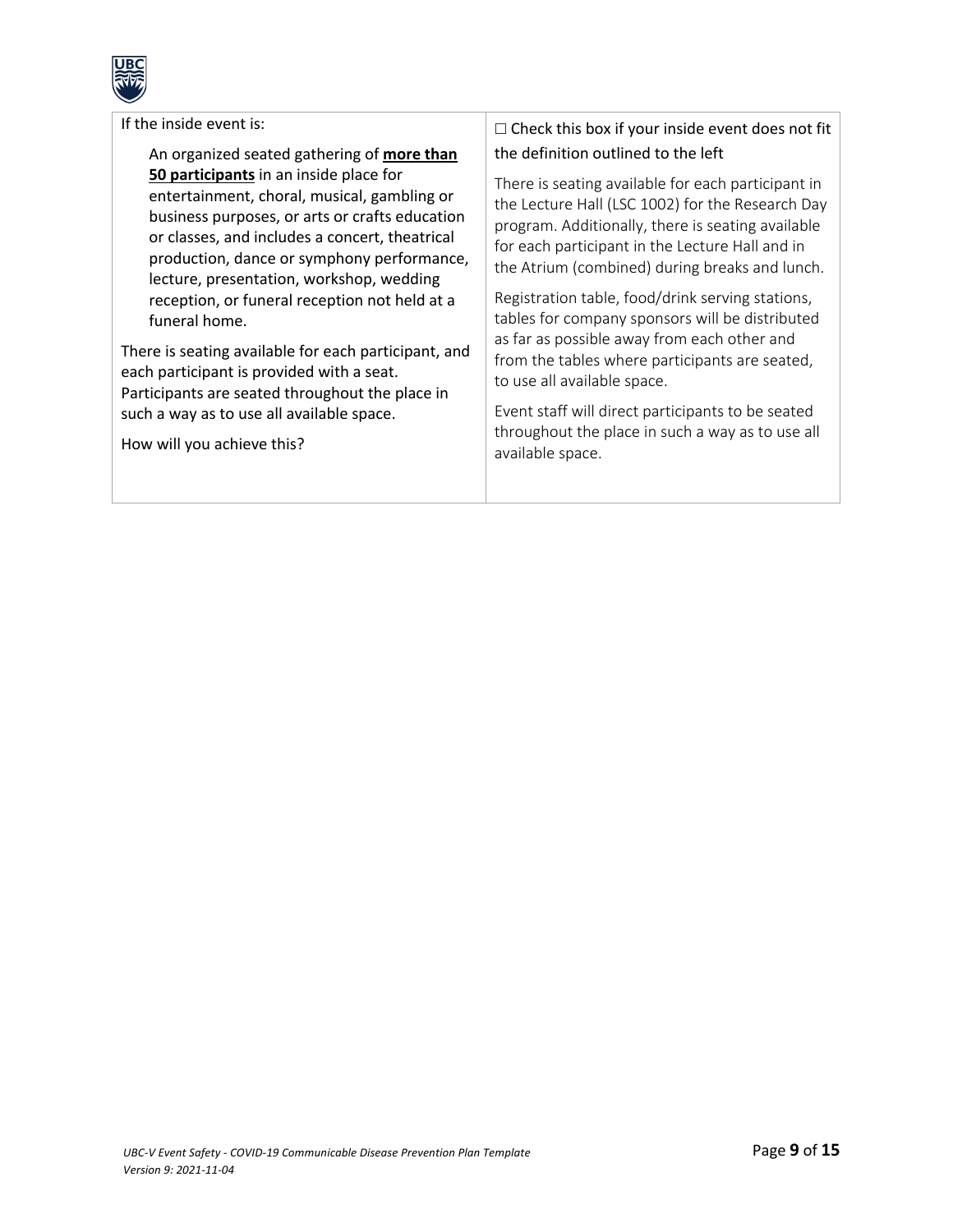| If the inside event is:<br><br>An organized seated gathering of **more than 50 participants** in an inside place for entertainment, choral, musical, gambling or business purposes, or arts or crafts education or classes, and includes a concert, theatrical production, dance or symphony performance, lecture, presentation, workshop, wedding reception, or funeral reception not held at a funeral home.<br><br>There is seating available for each participant, and each participant is provided with a seat. Participants are seated throughout the place in such a way as to use all available space.<br><br>How will you achieve this? | ☐ Check this box if your inside event does not fit the definition outlined to the left<br><br>There is seating available for each participant in the Lecture Hall (LSC 1002) for the Research Day program. Additionally, there is seating available for each participant in the Lecture Hall and in the Atrium (combined) during breaks and lunch.<br><br>Registration table, food/drink serving stations, tables for company sponsors will be distributed as far as possible away from each other and from the tables where participants are seated, to use all available space.<br><br>Event staff will direct participants to be seated throughout the place in such a way as to use all available space. |
|---|---|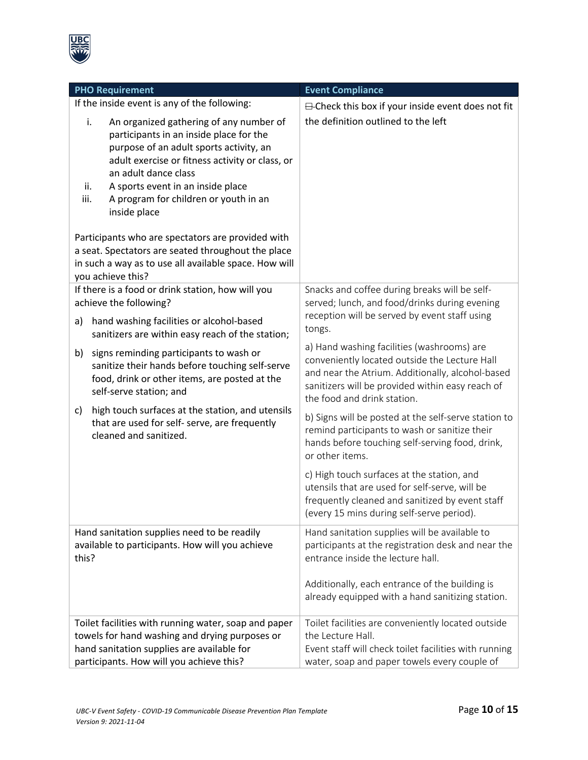| PHO Requirement | Event Compliance |
| --- | --- |
| If the inside event is any of the following:<br><br>i. An organized gathering of any number of participants in an inside place for the purpose of an adult sports activity, an adult exercise or fitness activity or class, or an adult dance class<br>ii. A sports event in an inside place<br>iii. A program for children or youth in an inside place<br><br>Participants who are spectators are provided with a seat. Spectators are seated throughout the place in such a way as to use all available space. How will you achieve this? | ☒ Check this box if your inside event does not fit the definition outlined to the left |
| If there is a food or drink station, how will you achieve the following?<br><br>a) hand washing facilities or alcohol-based sanitizers are within easy reach of the station;<br><br>b) signs reminding participants to wash or sanitize their hands before touching self-serve food, drink or other items, are posted at the self-serve station; and<br><br>c) high touch surfaces at the station, and utensils that are used for self- serve, are frequently cleaned and sanitized. | Snacks and coffee during breaks will be self-served; lunch, and food/drinks during evening reception will be served by event staff using tongs.<br><br>a) Hand washing facilities (washrooms) are conveniently located outside the Lecture Hall and near the Atrium. Additionally, alcohol-based sanitizers will be provided within easy reach of the food and drink station.<br><br>b) Signs will be posted at the self-serve station to remind participants to wash or sanitize their hands before touching self-serving food, drink, or other items.<br><br>c) High touch surfaces at the station, and utensils that are used for self-serve, will be frequently cleaned and sanitized by event staff (every 15 mins during self-serve period). |
| Hand sanitation supplies need to be readily available to participants. How will you achieve this? | Hand sanitation supplies will be available to participants at the registration desk and near the entrance inside the lecture hall.<br><br>Additionally, each entrance of the building is already equipped with a hand sanitizing station. |
| Toilet facilities with running water, soap and paper towels for hand washing and drying purposes or hand sanitation supplies are available for participants. How will you achieve this? | Toilet facilities are conveniently located outside the Lecture Hall.<br>Event staff will check toilet facilities with running water, soap and paper towels every couple of |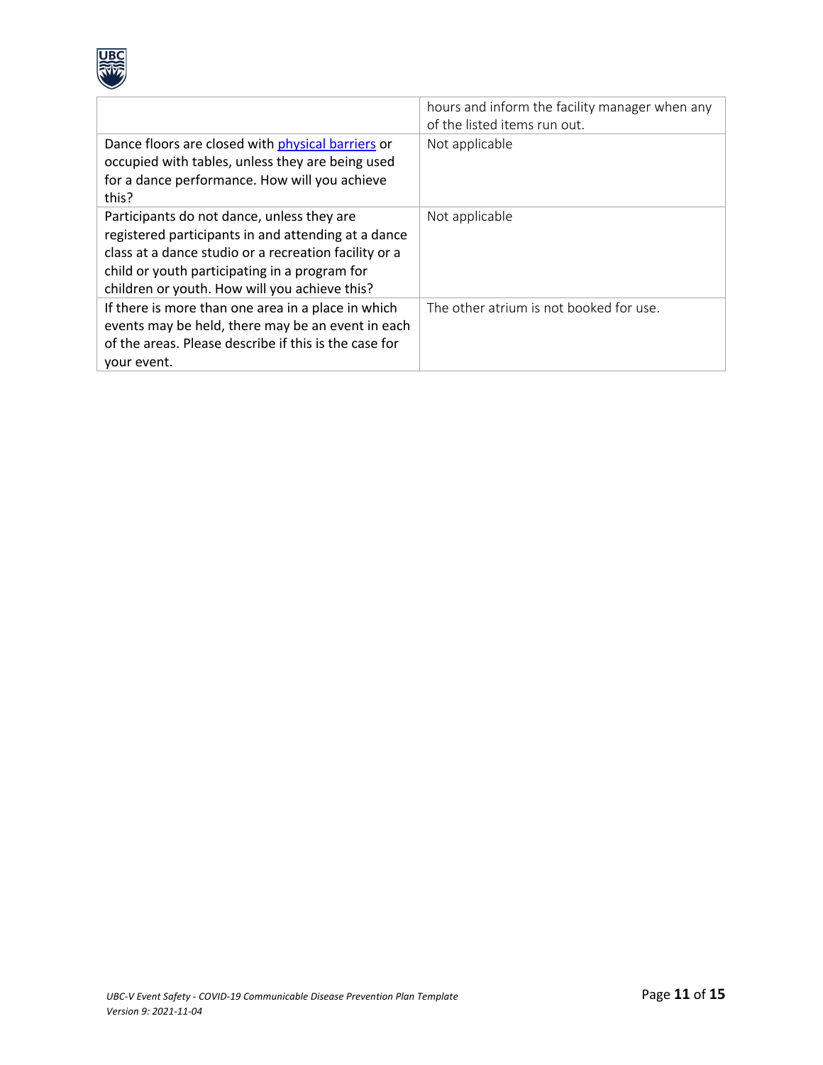| | |
|---|---|
| | hours and inform the facility manager when any of the listed items run out. |
| Dance floors are closed with [physical barriers]() or occupied with tables, unless they are being used for a dance performance. How will you achieve this? | Not applicable |
| Participants do not dance, unless they are registered participants in and attending at a dance class at a dance studio or a recreation facility or a child or youth participating in a program for children or youth. How will you achieve this? | Not applicable |
| If there is more than one area in a place in which events may be held, there may be an event in each of the areas. Please describe if this is the case for your event. | The other atrium is not booked for use. |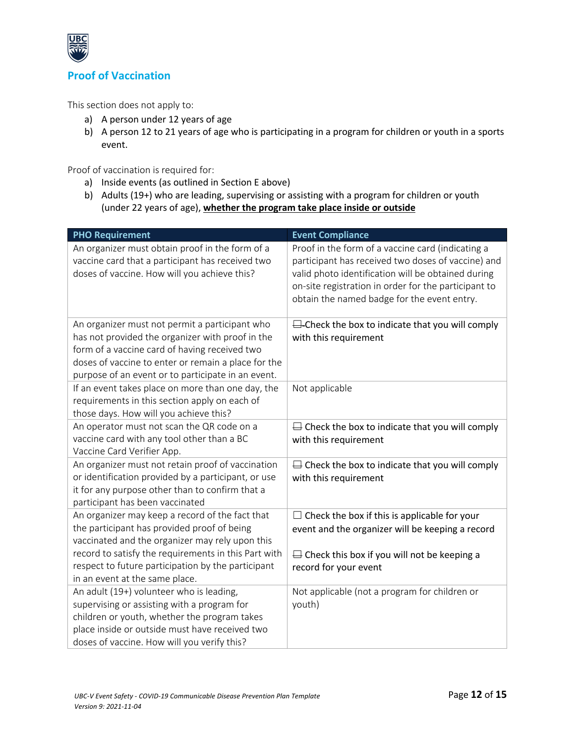## Proof of Vaccination

This section does not apply to:

a) A person under 12 years of age
b) A person 12 to 21 years of age who is participating in a program for children or youth in a sports event.

Proof of vaccination is required for:

a) Inside events (as outlined in Section E above)
b) Adults (19+) who are leading, supervising or assisting with a program for children or youth (under 22 years of age), **whether the program take place inside or outside**

| PHO Requirement | Event Compliance |
|---|---|
| An organizer must obtain proof in the form of a vaccine card that a participant has received two doses of vaccine. How will you achieve this? | Proof in the form of a vaccine card (indicating a participant has received two doses of vaccine) and valid photo identification will be obtained during on-site registration in order for the participant to obtain the named badge for the event entry. |
| An organizer must not permit a participant who has not provided the organizer with proof in the form of a vaccine card of having received two doses of vaccine to enter or remain a place for the purpose of an event or to participate in an event. | ☐ Check the box to indicate that you will comply with this requirement |
| If an event takes place on more than one day, the requirements in this section apply on each of those days. How will you achieve this? | Not applicable |
| An operator must not scan the QR code on a vaccine card with any tool other than a BC Vaccine Card Verifier App. | ☐ Check the box to indicate that you will comply with this requirement |
| An organizer must not retain proof of vaccination or identification provided by a participant, or use it for any purpose other than to confirm that a participant has been vaccinated | ☐ Check the box to indicate that you will comply with this requirement |
| An organizer may keep a record of the fact that the participant has provided proof of being vaccinated and the organizer may rely upon this record to satisfy the requirements in this Part with respect to future participation by the participant in an event at the same place. | ☐ Check the box if this is applicable for your event and the organizer will be keeping a record<br><br>☐ Check this box if you will not be keeping a record for your event |
| An adult (19+) volunteer who is leading, supervising or assisting with a program for children or youth, whether the program takes place inside or outside must have received two doses of vaccine. How will you verify this? | Not applicable (not a program for children or youth) |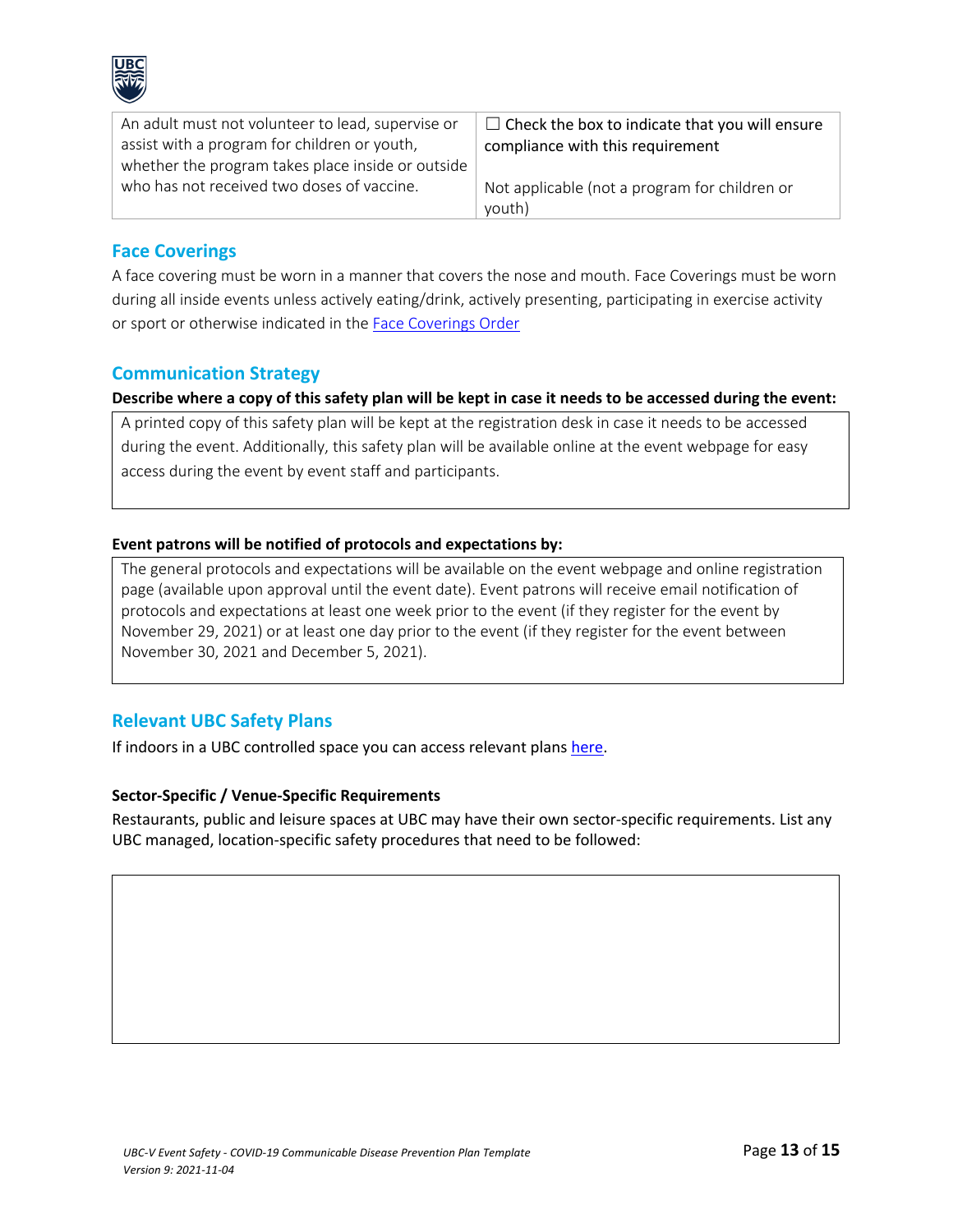| An adult must not volunteer to lead, supervise or assist with a program for children or youth, whether the program takes place inside or outside who has not received two doses of vaccine. | ☐ Check the box to indicate that you will ensure compliance with this requirement<br><br>Not applicable (not a program for children or youth) |
|---|---|

## Face Coverings

A face covering must be worn in a manner that covers the nose and mouth. Face Coverings must be worn during all inside events unless actively eating/drink, actively presenting, participating in exercise activity or sport or otherwise indicated in the Face Coverings Order

## Communication Strategy

**Describe where a copy of this safety plan will be kept in case it needs to be accessed during the event:**

| A printed copy of this safety plan will be kept at the registration desk in case it needs to be accessed during the event. Additionally, this safety plan will be available online at the event webpage for easy access during the event by event staff and participants. |
|---|

**Event patrons will be notified of protocols and expectations by:**

| The general protocols and expectations will be available on the event webpage and online registration page (available upon approval until the event date). Event patrons will receive email notification of protocols and expectations at least one week prior to the event (if they register for the event by November 29, 2021) or at least one day prior to the event (if they register for the event between November 30, 2021 and December 5, 2021). |
|---|

## Relevant UBC Safety Plans

If indoors in a UBC controlled space you can access relevant plans here.

**Sector-Specific / Venue-Specific Requirements**

Restaurants, public and leisure spaces at UBC may have their own sector-specific requirements. List any UBC managed, location-specific safety procedures that need to be followed:

| |
|---|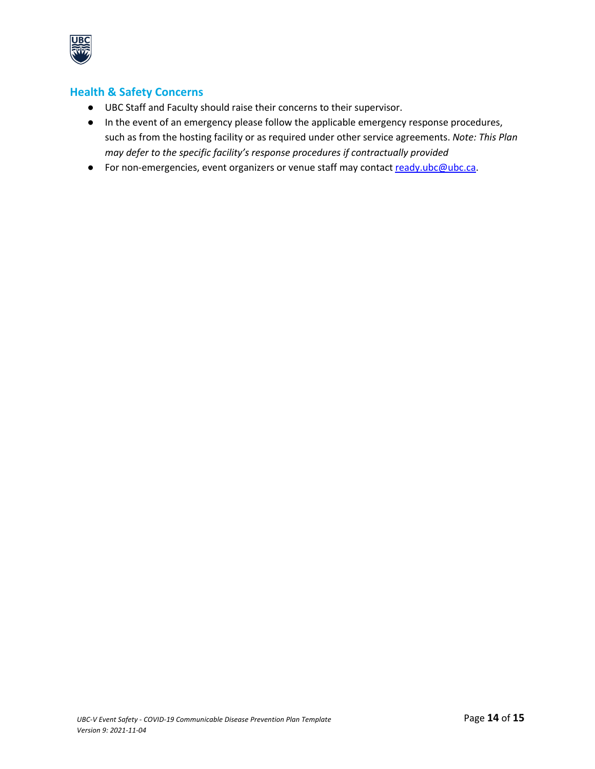## Health & Safety Concerns

- UBC Staff and Faculty should raise their concerns to their supervisor.
- In the event of an emergency please follow the applicable emergency response procedures, such as from the hosting facility or as required under other service agreements. *Note: This Plan may defer to the specific facility's response procedures if contractually provided*
- For non-emergencies, event organizers or venue staff may contact ready.ubc@ubc.ca.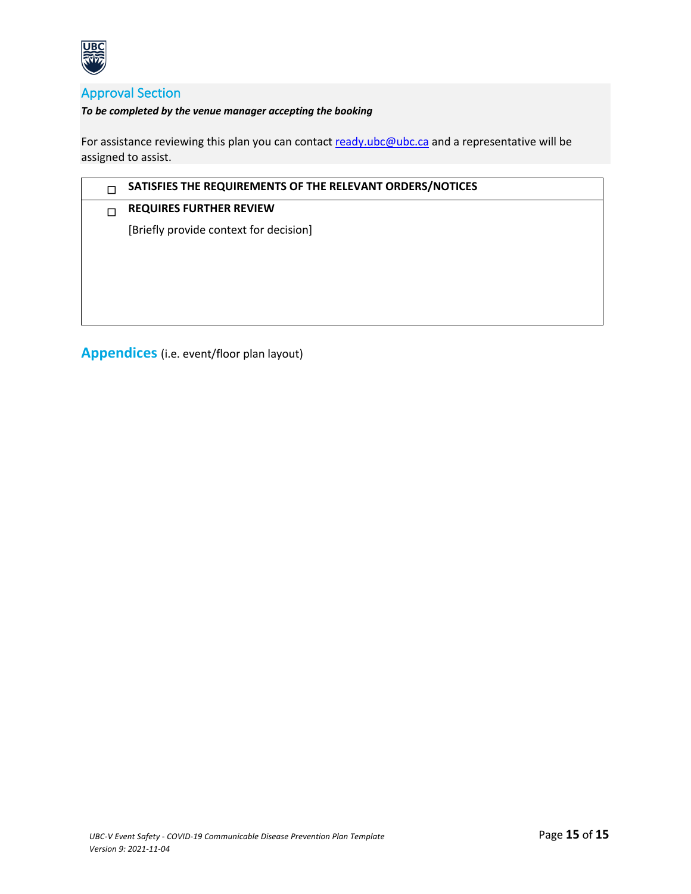## Approval Section

***To be completed by the venue manager accepting the booking***

For assistance reviewing this plan you can contact ready.ubc@ubc.ca and a representative will be assigned to assist.

| | |
|---|---|
| ☐ | **SATISFIES THE REQUIREMENTS OF THE RELEVANT ORDERS/NOTICES** |
| ☐ | **REQUIRES FURTHER REVIEW**<br>[Briefly provide context for decision] |

## Appendices (i.e. event/floor plan layout)